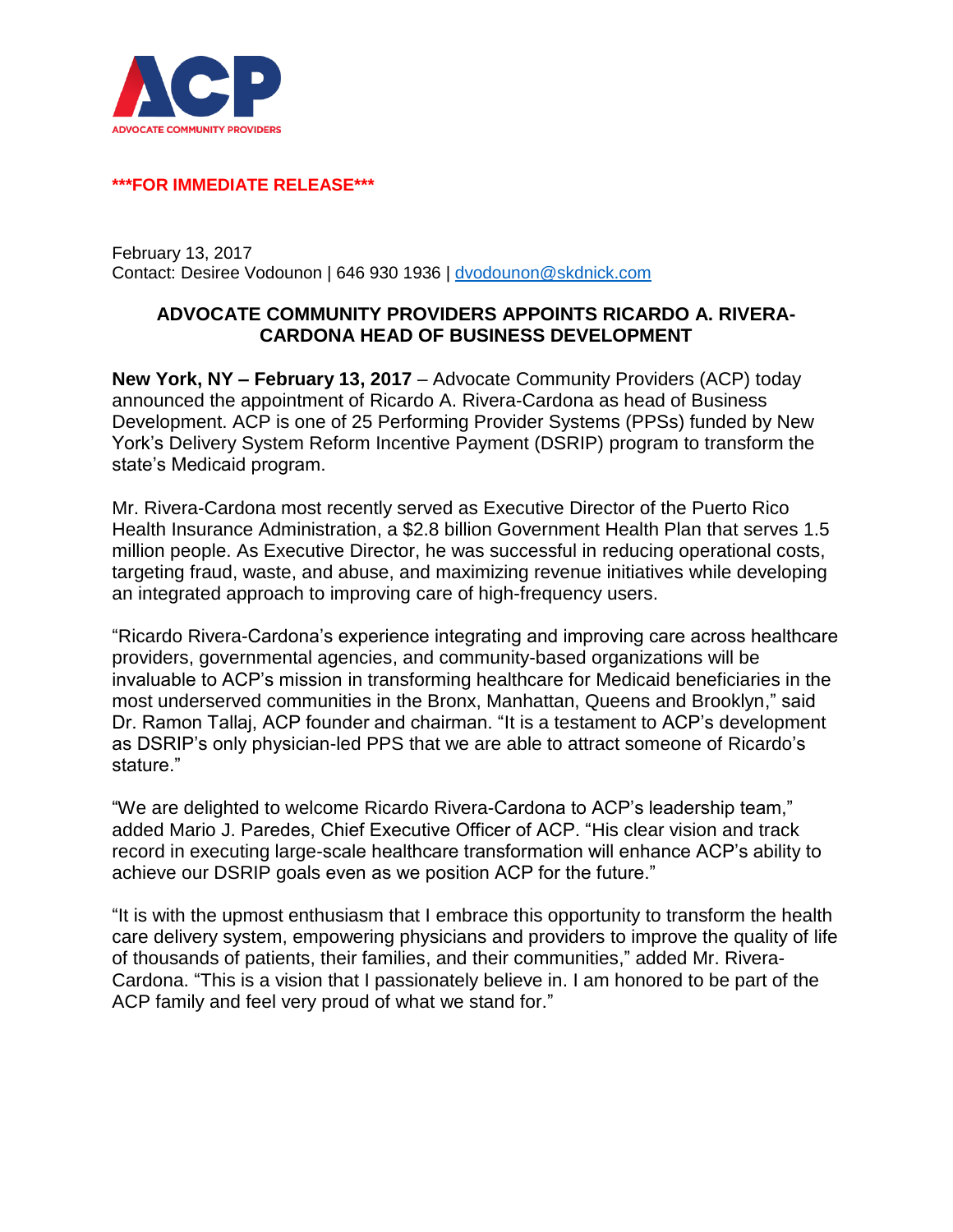ACP

ADVOCATE COMMUNITY PROVIDERS

**\*\*\*FOR IMMEDIATE RELEASE\*\*\***

February 13, 2017
Contact: Desiree Vodounon | 646 930 1936 | dvodounon@skdnick.com

## ADVOCATE COMMUNITY PROVIDERS APPOINTS RICARDO A. RIVERA-CARDONA HEAD OF BUSINESS DEVELOPMENT

**New York, NY – February 13, 2017** – Advocate Community Providers (ACP) today announced the appointment of Ricardo A. Rivera-Cardona as head of Business Development. ACP is one of 25 Performing Provider Systems (PPSs) funded by New York's Delivery System Reform Incentive Payment (DSRIP) program to transform the state's Medicaid program.

Mr. Rivera-Cardona most recently served as Executive Director of the Puerto Rico Health Insurance Administration, a $2.8 billion Government Health Plan that serves 1.5 million people. As Executive Director, he was successful in reducing operational costs, targeting fraud, waste, and abuse, and maximizing revenue initiatives while developing an integrated approach to improving care of high-frequency users.

"Ricardo Rivera-Cardona's experience integrating and improving care across healthcare providers, governmental agencies, and community-based organizations will be invaluable to ACP's mission in transforming healthcare for Medicaid beneficiaries in the most underserved communities in the Bronx, Manhattan, Queens and Brooklyn," said Dr. Ramon Tallaj, ACP founder and chairman. "It is a testament to ACP's development as DSRIP's only physician-led PPS that we are able to attract someone of Ricardo's stature."

"We are delighted to welcome Ricardo Rivera-Cardona to ACP's leadership team," added Mario J. Paredes, Chief Executive Officer of ACP. "His clear vision and track record in executing large-scale healthcare transformation will enhance ACP's ability to achieve our DSRIP goals even as we position ACP for the future."

"It is with the upmost enthusiasm that I embrace this opportunity to transform the health care delivery system, empowering physicians and providers to improve the quality of life of thousands of patients, their families, and their communities," added Mr. Rivera-Cardona. "This is a vision that I passionately believe in. I am honored to be part of the ACP family and feel very proud of what we stand for."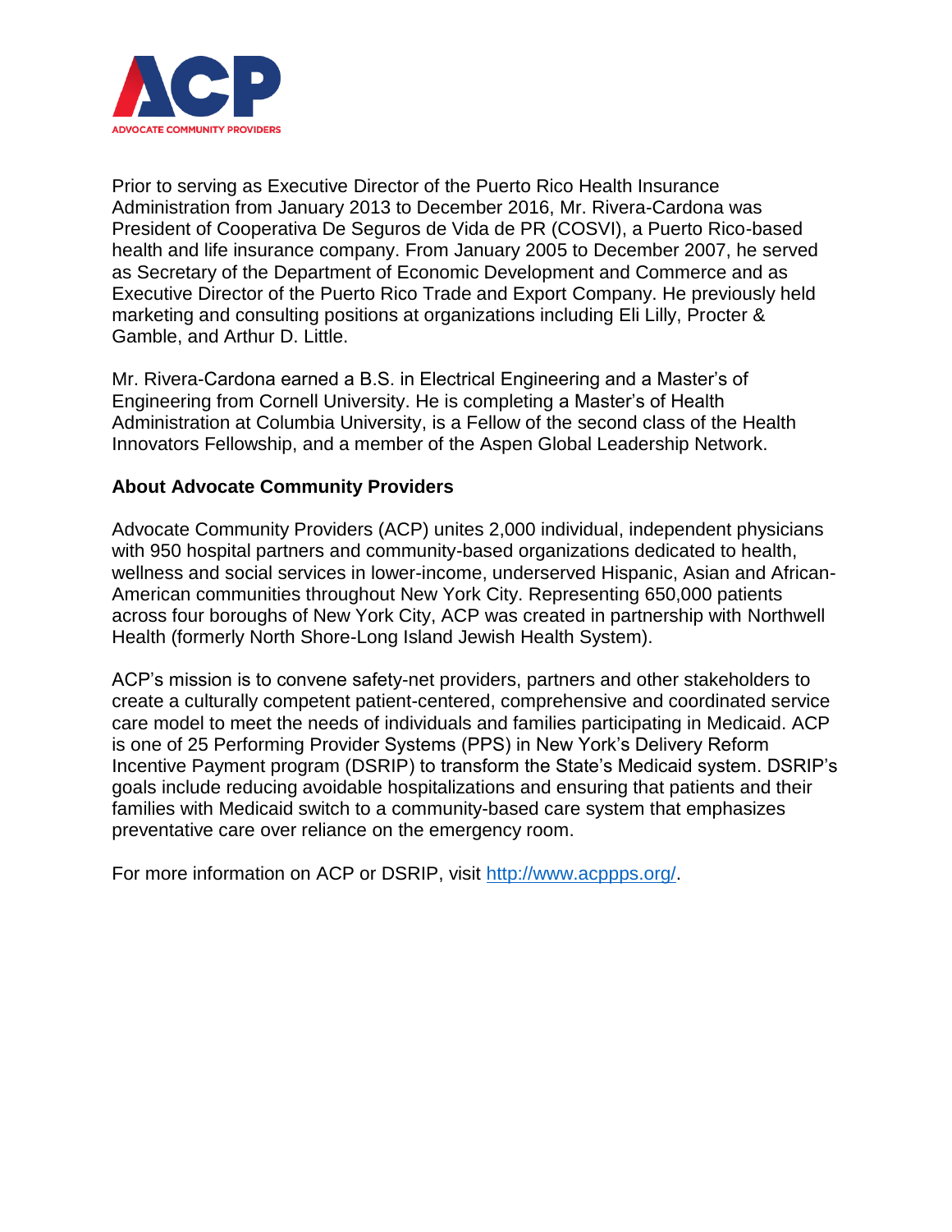Prior to serving as Executive Director of the Puerto Rico Health Insurance Administration from January 2013 to December 2016, Mr. Rivera-Cardona was President of Cooperativa De Seguros de Vida de PR (COSVI), a Puerto Rico-based health and life insurance company. From January 2005 to December 2007, he served as Secretary of the Department of Economic Development and Commerce and as Executive Director of the Puerto Rico Trade and Export Company. He previously held marketing and consulting positions at organizations including Eli Lilly, Procter & Gamble, and Arthur D. Little.

Mr. Rivera-Cardona earned a B.S. in Electrical Engineering and a Master's of Engineering from Cornell University. He is completing a Master's of Health Administration at Columbia University, is a Fellow of the second class of the Health Innovators Fellowship, and a member of the Aspen Global Leadership Network.

**About Advocate Community Providers**

Advocate Community Providers (ACP) unites 2,000 individual, independent physicians with 950 hospital partners and community-based organizations dedicated to health, wellness and social services in lower-income, underserved Hispanic, Asian and African-American communities throughout New York City. Representing 650,000 patients across four boroughs of New York City, ACP was created in partnership with Northwell Health (formerly North Shore-Long Island Jewish Health System).

ACP's mission is to convene safety-net providers, partners and other stakeholders to create a culturally competent patient-centered, comprehensive and coordinated service care model to meet the needs of individuals and families participating in Medicaid. ACP is one of 25 Performing Provider Systems (PPS) in New York's Delivery Reform Incentive Payment program (DSRIP) to transform the State's Medicaid system. DSRIP's goals include reducing avoidable hospitalizations and ensuring that patients and their families with Medicaid switch to a community-based care system that emphasizes preventative care over reliance on the emergency room.

For more information on ACP or DSRIP, visit [http://www.acppps.org/](http://www.acppps.org/).